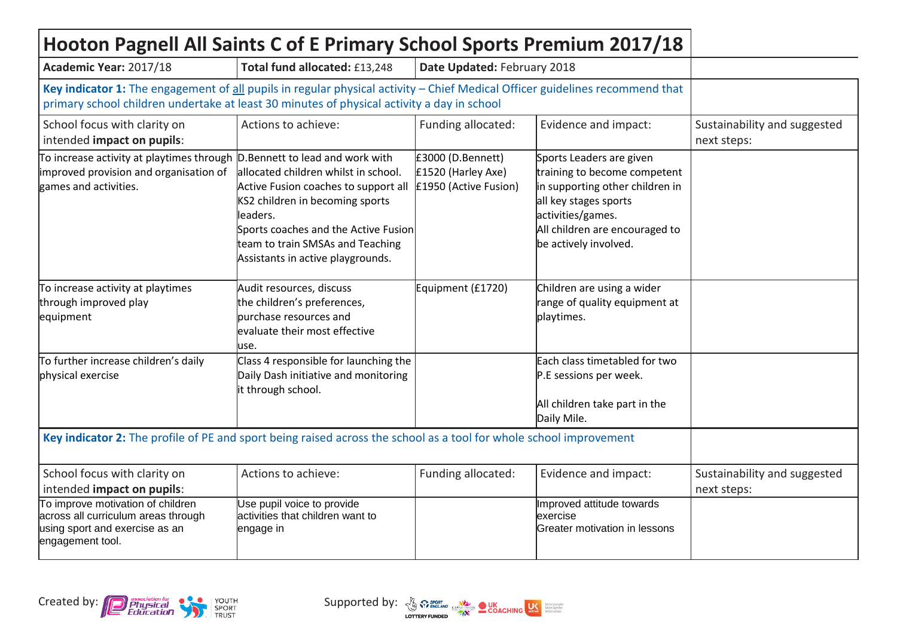# Hooton Pagnell All Saints C of E Primary School Sports Premium 2017/18

| Academic Year: 2017/18 | Total fund allocated: £13,248 | Date Updated: February 2018 | | |
|---|---|---|---|---|
| **Key indicator 1:** The engagement of all pupils in regular physical activity – Chief Medical Officer guidelines recommend that primary school children undertake at least 30 minutes of physical activity a day in school | | | | |
| School focus with clarity on intended **impact on pupils**: | Actions to achieve: | Funding allocated: | Evidence and impact: | Sustainability and suggested next steps: |
| To increase activity at playtimes through improved provision and organisation of games and activities. | D.Bennett to lead and work with allocated children whilst in school. Active Fusion coaches to support all KS2 children in becoming sports leaders. Sports coaches and the Active Fusion team to train SMSAs and Teaching Assistants in active playgrounds. | £3000 (D.Bennett) £1520 (Harley Axe) £1950 (Active Fusion) | Sports Leaders are given training to become competent in supporting other children in all key stages sports activities/games. All children are encouraged to be actively involved. | |
| To increase activity at playtimes through improved play equipment | Audit resources, discuss the children's preferences, purchase resources and evaluate their most effective use. | Equipment (£1720) | Children are using a wider range of quality equipment at playtimes. | |
| To further increase children's daily physical exercise | Class 4 responsible for launching the Daily Dash initiative and monitoring it through school. | | Each class timetabled for two P.E sessions per week. All children take part in the Daily Mile. | |
| **Key indicator 2:** The profile of PE and sport being raised across the school as a tool for whole school improvement | | | | |
| School focus with clarity on intended **impact on pupils**: | Actions to achieve: | Funding allocated: | Evidence and impact: | Sustainability and suggested next steps: |
| To improve motivation of children across all curriculum areas through using sport and exercise as an engagement tool. | Use pupil voice to provide activities that children want to engage in | | Improved attitude towards exercise Greater motivation in lessons | |

Created by: Association for Physical Education, Youth Sport Trust

Supported by: Sport England, Lottery Funded, CSPN, UK Coaching, UK Active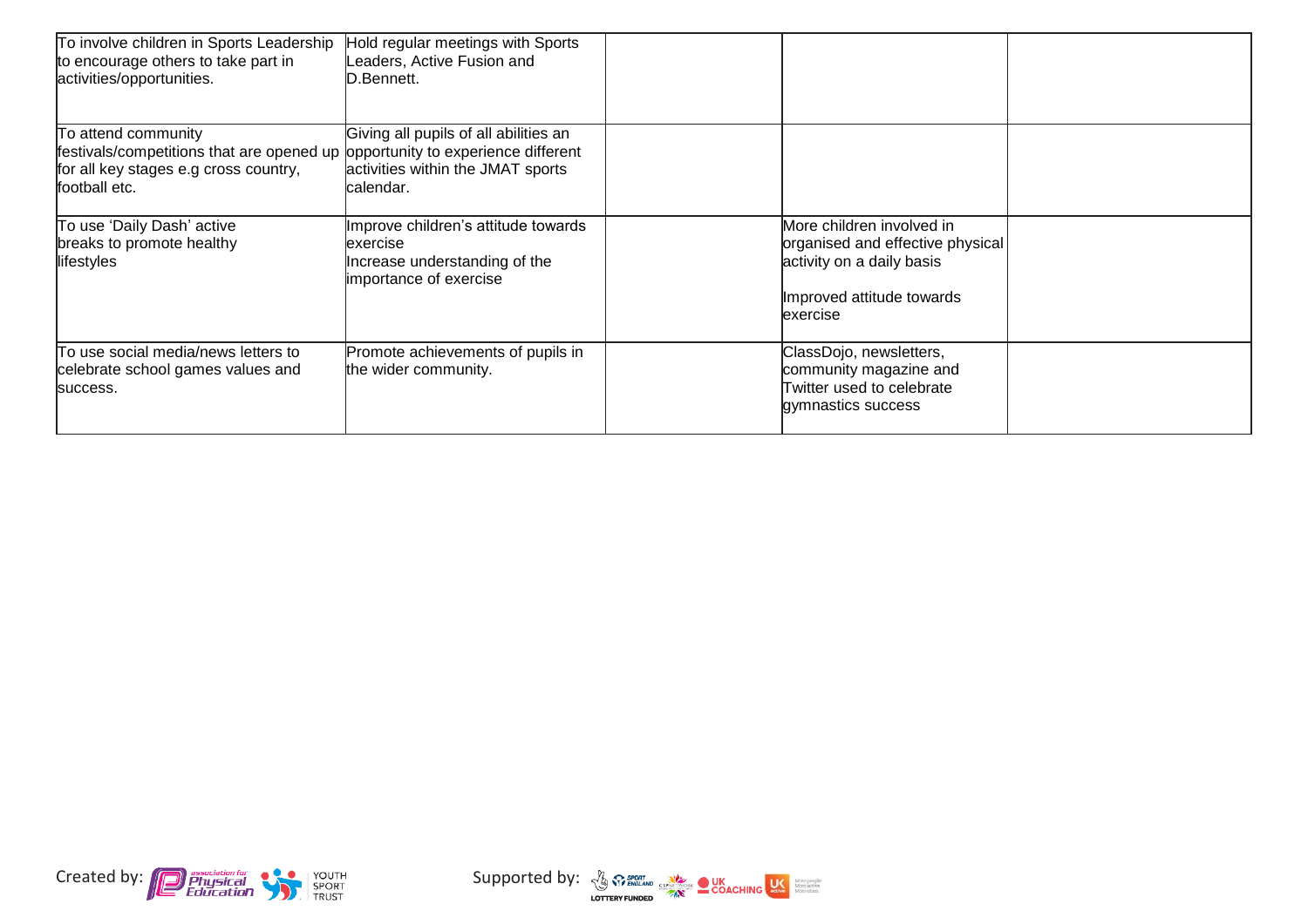| | | | | |
|---|---|---|---|---|
| To involve children in Sports Leadership to encourage others to take part in activities/opportunities. | Hold regular meetings with Sports Leaders, Active Fusion and D.Bennett. | | | |
| To attend community festivals/competitions that are opened up for all key stages e.g cross country, football etc. | Giving all pupils of all abilities an opportunity to experience different activities within the JMAT sports calendar. | | | |
| To use 'Daily Dash' active breaks to promote healthy lifestyles | Improve children's attitude towards exercise<br>Increase understanding of the importance of exercise | | More children involved in organised and effective physical activity on a daily basis<br><br>Improved attitude towards exercise | |
| To use social media/news letters to celebrate school games values and success. | Promote achievements of pupils in the wider community. | | ClassDojo, newsletters, community magazine and Twitter used to celebrate gymnastics success | |

Created by: association for Physical Education, Youth Sport Trust

Supported by: Sport England Lottery Funded, CSPN, UK Coaching, UK Active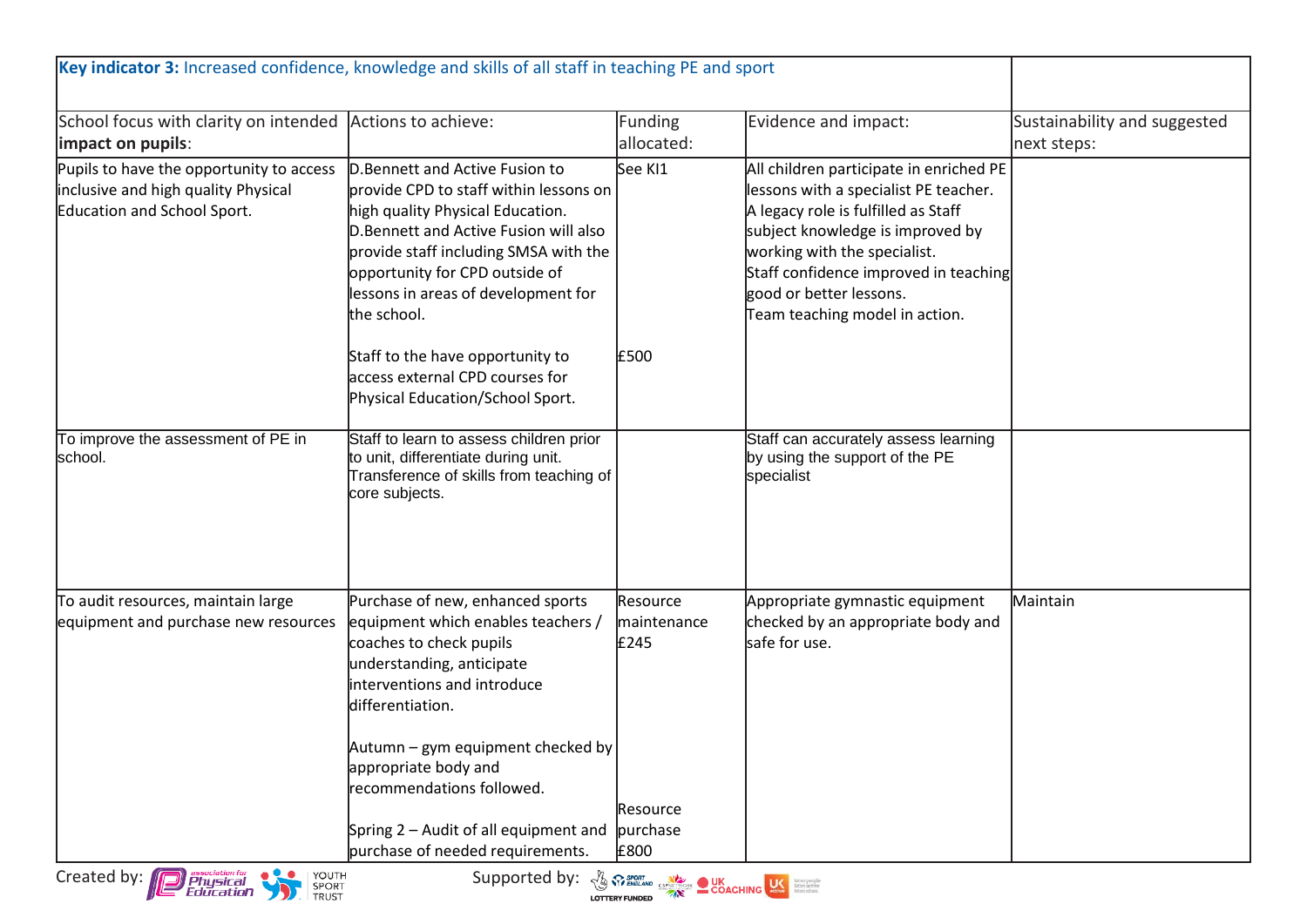| **Key indicator 3:** Increased confidence, knowledge and skills of all staff in teaching PE and sport | | | | |
|---|---|---|---|---|
| School focus with clarity on intended **impact on pupils**: | Actions to achieve: | Funding allocated: | Evidence and impact: | Sustainability and suggested next steps: |
| Pupils to have the opportunity to access inclusive and high quality Physical Education and School Sport. | D.Bennett and Active Fusion to provide CPD to staff within lessons on high quality Physical Education. D.Bennett and Active Fusion will also provide staff including SMSA with the opportunity for CPD outside of lessons in areas of development for the school.<br><br>Staff to the have opportunity to access external CPD courses for Physical Education/School Sport. | See KI1<br><br>£500 | All children participate in enriched PE lessons with a specialist PE teacher. A legacy role is fulfilled as Staff subject knowledge is improved by working with the specialist. Staff confidence improved in teaching good or better lessons. Team teaching model in action. | |
| To improve the assessment of PE in school. | Staff to learn to assess children prior to unit, differentiate during unit. Transference of skills from teaching of core subjects. | | Staff can accurately assess learning by using the support of the PE specialist | |
| To audit resources, maintain large equipment and purchase new resources | Purchase of new, enhanced sports equipment which enables teachers / coaches to check pupils understanding, anticipate interventions and introduce differentiation.<br><br>Autumn – gym equipment checked by appropriate body and recommendations followed.<br><br>Spring 2 – Audit of all equipment and purchase of needed requirements. | Resource maintenance £245<br><br>Resource purchase £800 | Appropriate gymnastic equipment checked by an appropriate body and safe for use. | Maintain |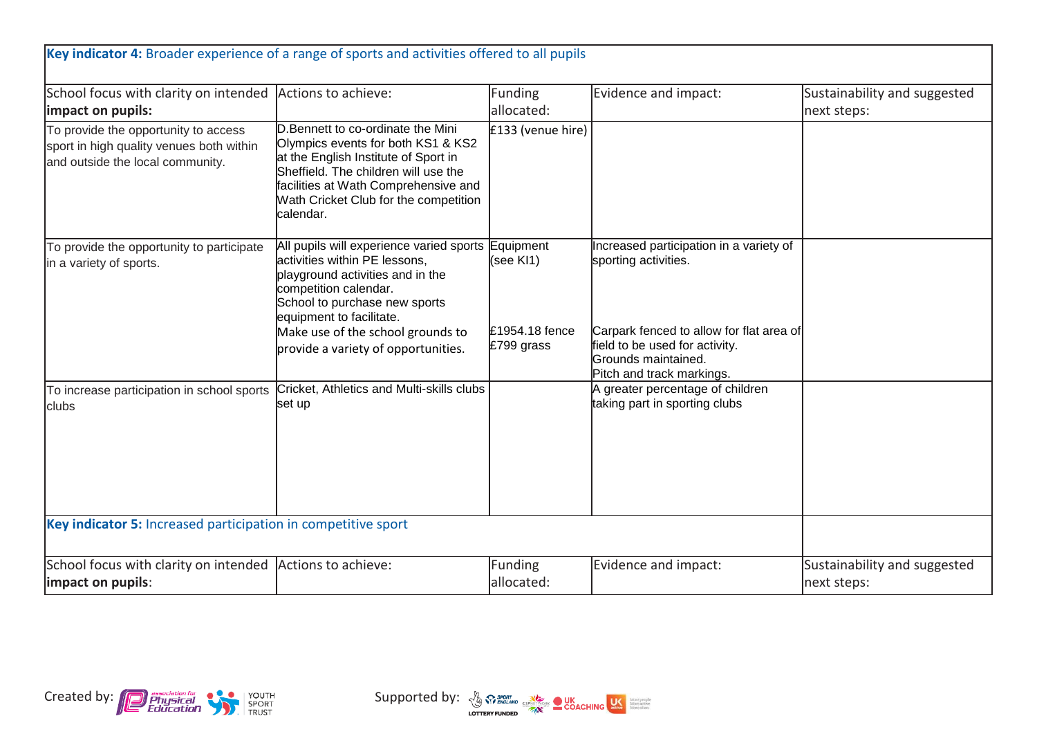**Key indicator 4:** Broader experience of a range of sports and activities offered to all pupils

| School focus with clarity on intended **impact on pupils:** | Actions to achieve: | Funding allocated: | Evidence and impact: | Sustainability and suggested next steps: |
|---|---|---|---|---|
| To provide the opportunity to access sport in high quality venues both within and outside the local community. | D.Bennett to co-ordinate the Mini Olympics events for both KS1 & KS2 at the English Institute of Sport in Sheffield. The children will use the facilities at Wath Comprehensive and Wath Cricket Club for the competition calendar. | £133 (venue hire) | | |
| To provide the opportunity to participate in a variety of sports. | All pupils will experience varied sports activities within PE lessons, playground activities and in the competition calendar.<br>School to purchase new sports equipment to facilitate.<br>Make use of the school grounds to provide a variety of opportunities. | Equipment (see KI1)<br><br>£1954.18 fence<br>£799 grass | Increased participation in a variety of sporting activities.<br><br>Carpark fenced to allow for flat area of field to be used for activity.<br>Grounds maintained.<br>Pitch and track markings. | |
| To increase participation in school sports clubs | Cricket, Athletics and Multi-skills clubs set up | | A greater percentage of children taking part in sporting clubs | |

**Key indicator 5:** Increased participation in competitive sport

| School focus with clarity on intended **impact on pupils**: | Actions to achieve: | Funding allocated: | Evidence and impact: | Sustainability and suggested next steps: |
|---|---|---|---|---|

Created by: Association for Physical Education, Youth Sport Trust

Supported by: Sport England (Lottery Funded), CSPN, UK Coaching, UK Active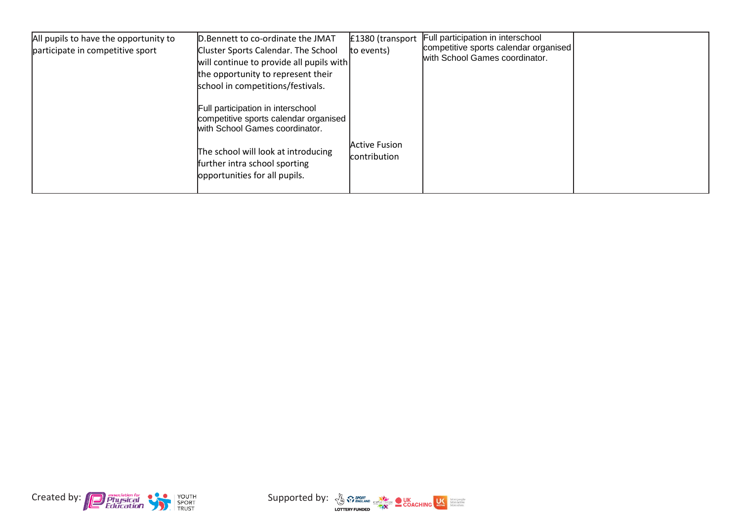| | | | | |
|---|---|---|---|---|
| All pupils to have the opportunity to participate in competitive sport | D.Bennett to co-ordinate the JMAT Cluster Sports Calendar. The School will continue to provide all pupils with the opportunity to represent their school in competitions/festivals.<br><br>Full participation in interschool competitive sports calendar organised with School Games coordinator.<br><br>The school will look at introducing further intra school sporting opportunities for all pupils. | £1380 (transport to events)<br><br>Active Fusion contribution | Full participation in interschool competitive sports calendar organised with School Games coordinator. | |